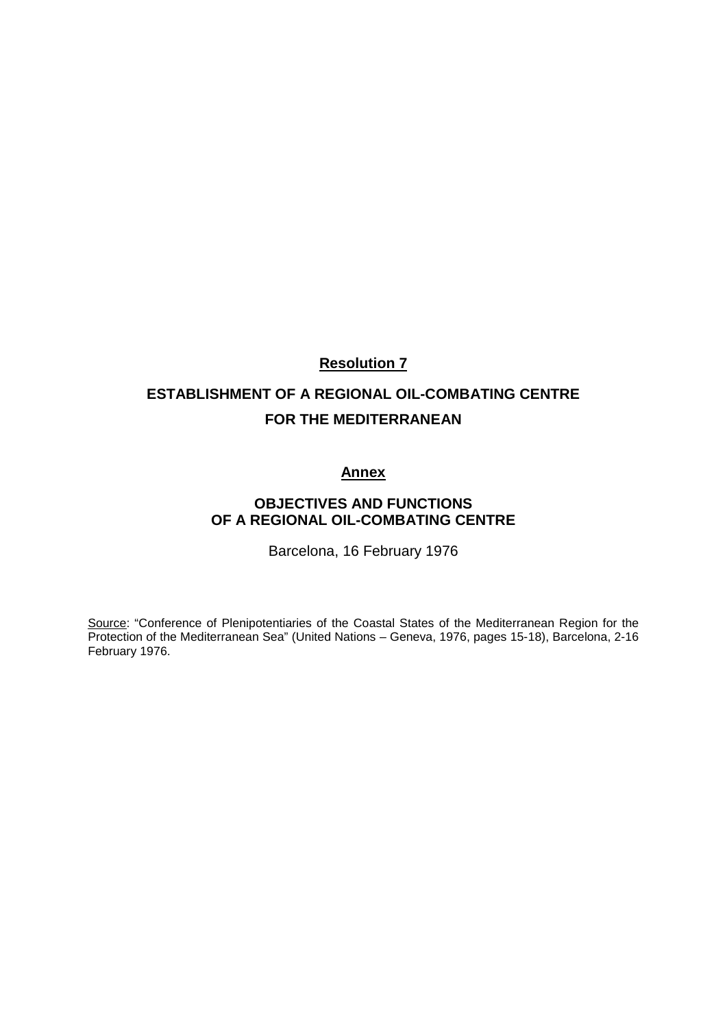## Resolution 7

# ESTABLISHMENT OF A REGIONAL OIL-COMBATING CENTRE FOR THE MEDITERRANEAN

## Annex

### OBJECTIVES AND FUNCTIONS OF A REGIONAL OIL-COMBATING CENTRE

Barcelona, 16 February 1976

Source: "Conference of Plenipotentiaries of the Coastal States of the Mediterranean Region for the Protection of the Mediterranean Sea" (United Nations – Geneva, 1976, pages 15-18), Barcelona, 2-16 February 1976.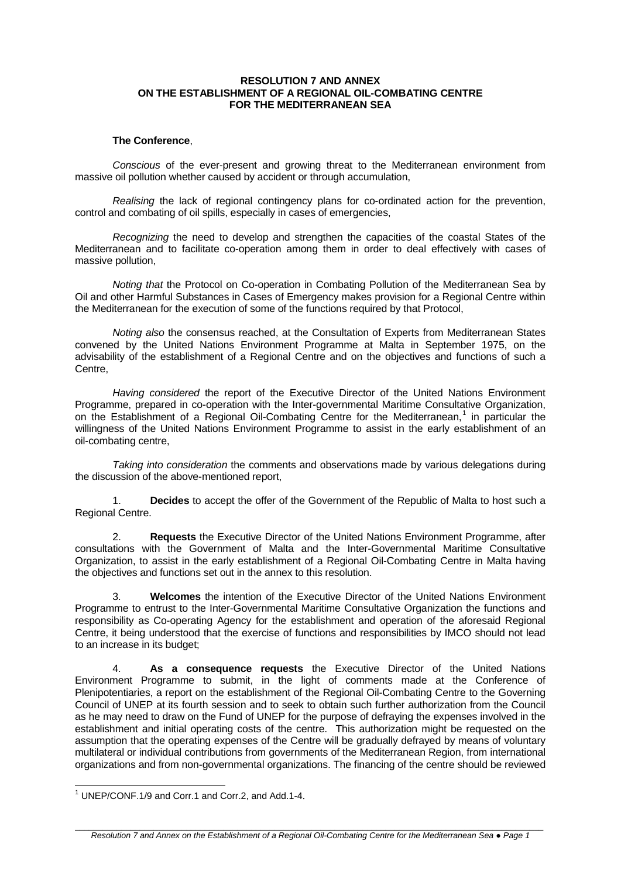**RESOLUTION 7 AND ANNEX ON THE ESTABLISHMENT OF A REGIONAL OIL-COMBATING CENTRE FOR THE MEDITERRANEAN SEA**

**The Conference**,

*Conscious* of the ever-present and growing threat to the Mediterranean environment from massive oil pollution whether caused by accident or through accumulation,

*Realising* the lack of regional contingency plans for co-ordinated action for the prevention, control and combating of oil spills, especially in cases of emergencies,

*Recognizing* the need to develop and strengthen the capacities of the coastal States of the Mediterranean and to facilitate co-operation among them in order to deal effectively with cases of massive pollution,

*Noting that* the Protocol on Co-operation in Combating Pollution of the Mediterranean Sea by Oil and other Harmful Substances in Cases of Emergency makes provision for a Regional Centre within the Mediterranean for the execution of some of the functions required by that Protocol,

*Noting also* the consensus reached, at the Consultation of Experts from Mediterranean States convened by the United Nations Environment Programme at Malta in September 1975, on the advisability of the establishment of a Regional Centre and on the objectives and functions of such a Centre,

*Having considered* the report of the Executive Director of the United Nations Environment Programme, prepared in co-operation with the Inter-governmental Maritime Consultative Organization, on the Establishment of a Regional Oil-Combating Centre for the Mediterranean,[1] in particular the willingness of the United Nations Environment Programme to assist in the early establishment of an oil-combating centre,

*Taking into consideration* the comments and observations made by various delegations during the discussion of the above-mentioned report,

1. **Decides** to accept the offer of the Government of the Republic of Malta to host such a Regional Centre.

2. **Requests** the Executive Director of the United Nations Environment Programme, after consultations with the Government of Malta and the Inter-Governmental Maritime Consultative Organization, to assist in the early establishment of a Regional Oil-Combating Centre in Malta having the objectives and functions set out in the annex to this resolution.

3. **Welcomes** the intention of the Executive Director of the United Nations Environment Programme to entrust to the Inter-Governmental Maritime Consultative Organization the functions and responsibility as Co-operating Agency for the establishment and operation of the aforesaid Regional Centre, it being understood that the exercise of functions and responsibilities by IMCO should not lead to an increase in its budget;

4. **As a consequence requests** the Executive Director of the United Nations Environment Programme to submit, in the light of comments made at the Conference of Plenipotentiaries, a report on the establishment of the Regional Oil-Combating Centre to the Governing Council of UNEP at its fourth session and to seek to obtain such further authorization from the Council as he may need to draw on the Fund of UNEP for the purpose of defraying the expenses involved in the establishment and initial operating costs of the centre. This authorization might be requested on the assumption that the operating expenses of the Centre will be gradually defrayed by means of voluntary multilateral or individual contributions from governments of the Mediterranean Region, from international organizations and from non-governmental organizations. The financing of the centre should be reviewed

[1] UNEP/CONF.1/9 and Corr.1 and Corr.2, and Add.1-4.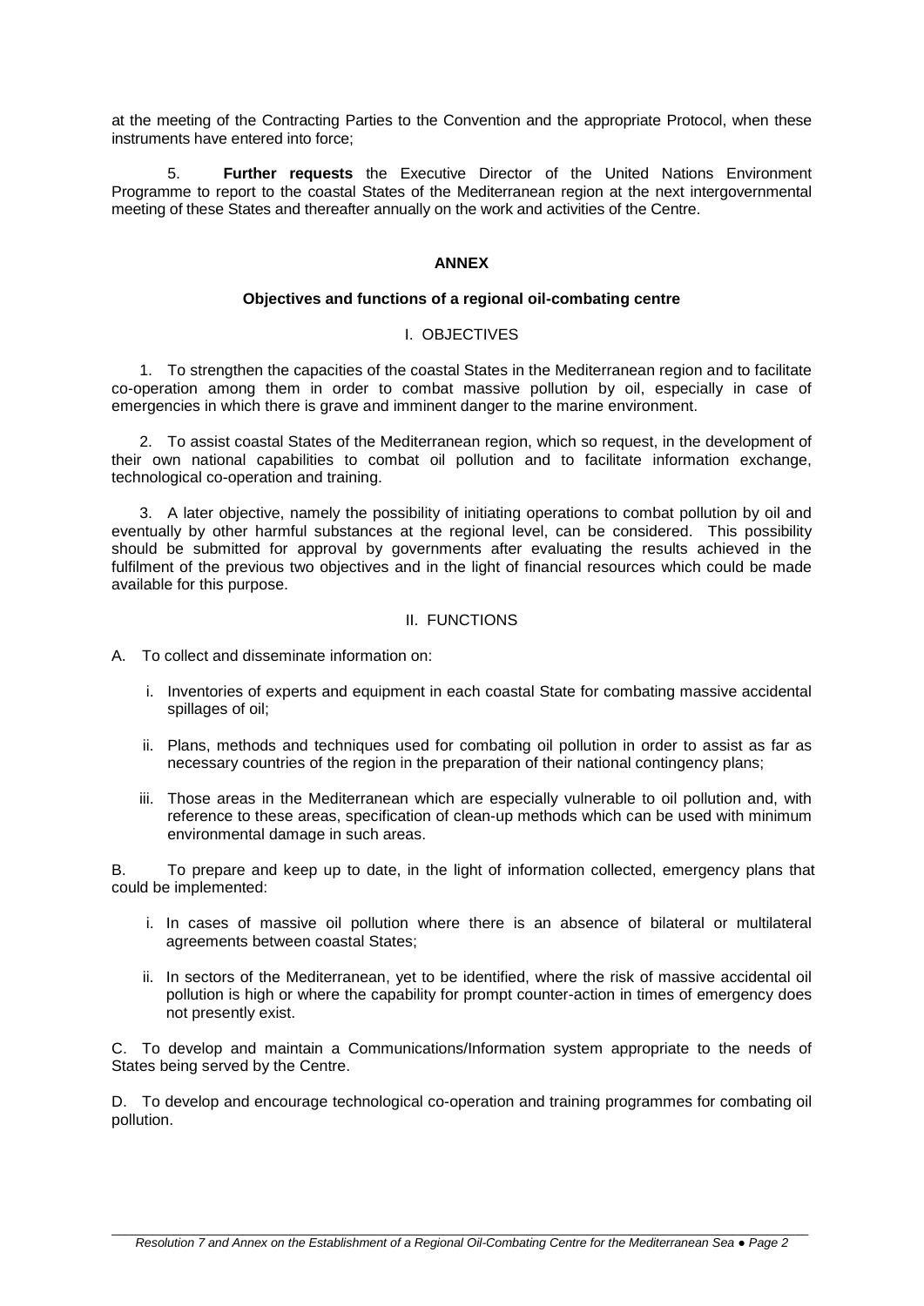at the meeting of the Contracting Parties to the Convention and the appropriate Protocol, when these instruments have entered into force;

5. **Further requests** the Executive Director of the United Nations Environment Programme to report to the coastal States of the Mediterranean region at the next intergovernmental meeting of these States and thereafter annually on the work and activities of the Centre.

## ANNEX

### Objectives and functions of a regional oil-combating centre

#### I. OBJECTIVES

1. To strengthen the capacities of the coastal States in the Mediterranean region and to facilitate co-operation among them in order to combat massive pollution by oil, especially in case of emergencies in which there is grave and imminent danger to the marine environment.

2. To assist coastal States of the Mediterranean region, which so request, in the development of their own national capabilities to combat oil pollution and to facilitate information exchange, technological co-operation and training.

3. A later objective, namely the possibility of initiating operations to combat pollution by oil and eventually by other harmful substances at the regional level, can be considered. This possibility should be submitted for approval by governments after evaluating the results achieved in the fulfilment of the previous two objectives and in the light of financial resources which could be made available for this purpose.

#### II. FUNCTIONS

A. To collect and disseminate information on:

i. Inventories of experts and equipment in each coastal State for combating massive accidental spillages of oil;

ii. Plans, methods and techniques used for combating oil pollution in order to assist as far as necessary countries of the region in the preparation of their national contingency plans;

iii. Those areas in the Mediterranean which are especially vulnerable to oil pollution and, with reference to these areas, specification of clean-up methods which can be used with minimum environmental damage in such areas.

B. To prepare and keep up to date, in the light of information collected, emergency plans that could be implemented:

i. In cases of massive oil pollution where there is an absence of bilateral or multilateral agreements between coastal States;

ii. In sectors of the Mediterranean, yet to be identified, where the risk of massive accidental oil pollution is high or where the capability for prompt counter-action in times of emergency does not presently exist.

C. To develop and maintain a Communications/Information system appropriate to the needs of States being served by the Centre.

D. To develop and encourage technological co-operation and training programmes for combating oil pollution.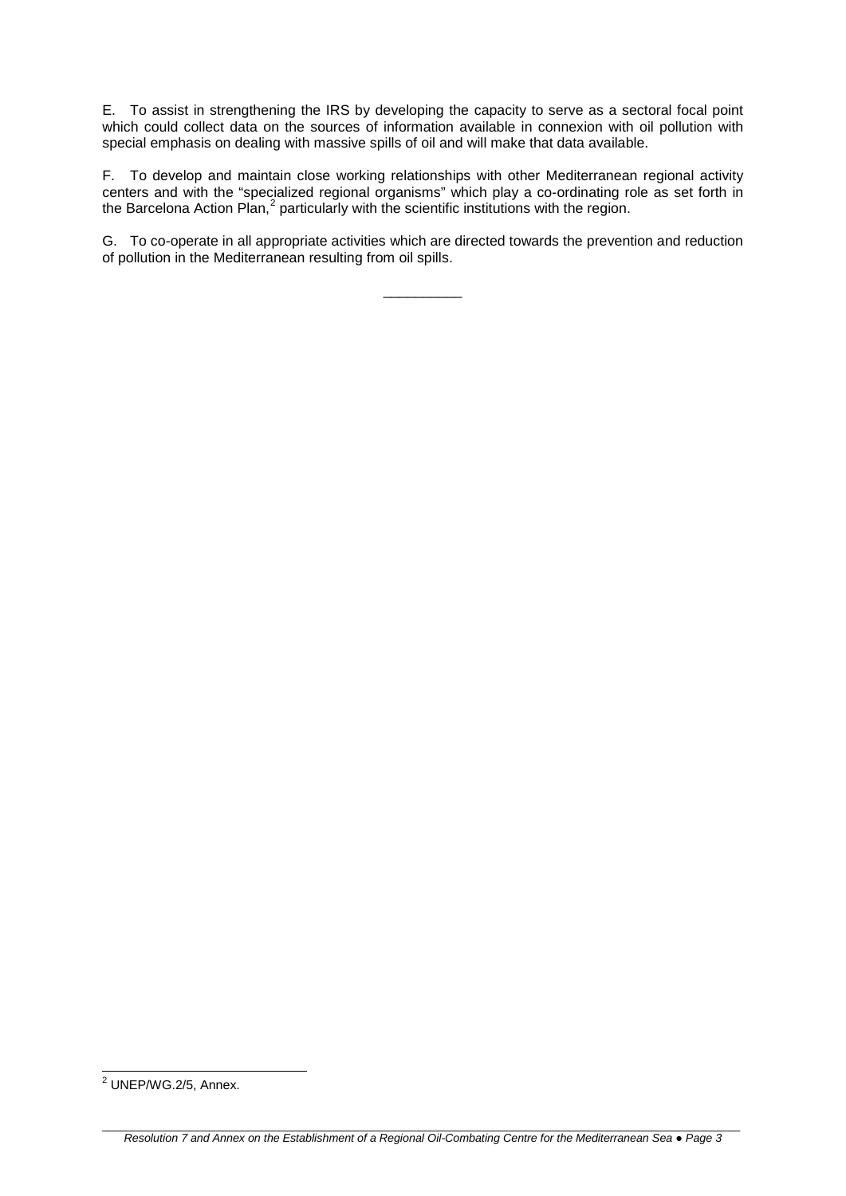E. To assist in strengthening the IRS by developing the capacity to serve as a sectoral focal point which could collect data on the sources of information available in connexion with oil pollution with special emphasis on dealing with massive spills of oil and will make that data available.

F. To develop and maintain close working relationships with other Mediterranean regional activity centers and with the "specialized regional organisms" which play a co-ordinating role as set forth in the Barcelona Action Plan,[2] particularly with the scientific institutions with the region.

G. To co-operate in all appropriate activities which are directed towards the prevention and reduction of pollution in the Mediterranean resulting from oil spills.

__________

[2] UNEP/WG.2/5, Annex.